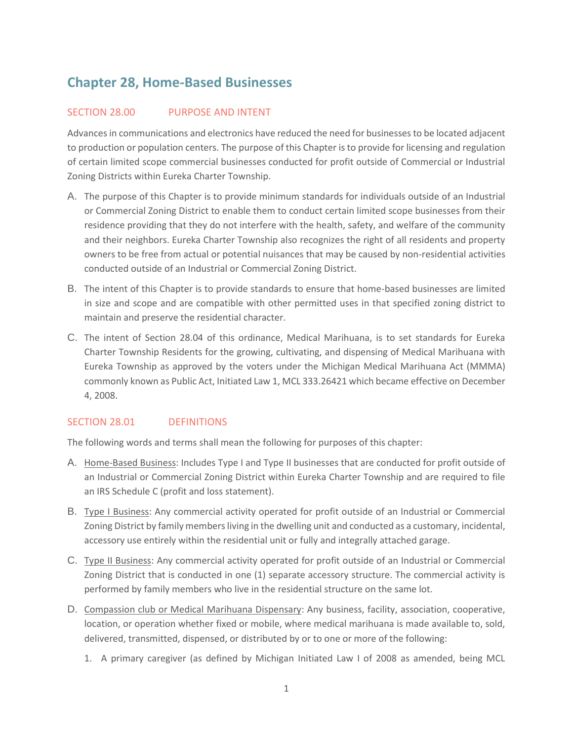# Chapter 28, Home-Based Businesses

## SECTION 28.00 PURPOSE AND INTENT

Advances in communications and electronics have reduced the need for businesses to be located adjacent to production or population centers. The purpose of this Chapter is to provide for licensing and regulation of certain limited scope commercial businesses conducted for profit outside of Commercial or Industrial Zoning Districts within Eureka Charter Township.

A. The purpose of this Chapter is to provide minimum standards for individuals outside of an Industrial or Commercial Zoning District to enable them to conduct certain limited scope businesses from their residence providing that they do not interfere with the health, safety, and welfare of the community and their neighbors. Eureka Charter Township also recognizes the right of all residents and property owners to be free from actual or potential nuisances that may be caused by non-residential activities conducted outside of an Industrial or Commercial Zoning District.

B. The intent of this Chapter is to provide standards to ensure that home-based businesses are limited in size and scope and are compatible with other permitted uses in that specified zoning district to maintain and preserve the residential character.

C. The intent of Section 28.04 of this ordinance, Medical Marihuana, is to set standards for Eureka Charter Township Residents for the growing, cultivating, and dispensing of Medical Marihuana with Eureka Township as approved by the voters under the Michigan Medical Marihuana Act (MMMA) commonly known as Public Act, Initiated Law 1, MCL 333.26421 which became effective on December 4, 2008.

## SECTION 28.01 DEFINITIONS

The following words and terms shall mean the following for purposes of this chapter:

A. Home-Based Business: Includes Type I and Type II businesses that are conducted for profit outside of an Industrial or Commercial Zoning District within Eureka Charter Township and are required to file an IRS Schedule C (profit and loss statement).

B. Type I Business: Any commercial activity operated for profit outside of an Industrial or Commercial Zoning District by family members living in the dwelling unit and conducted as a customary, incidental, accessory use entirely within the residential unit or fully and integrally attached garage.

C. Type II Business: Any commercial activity operated for profit outside of an Industrial or Commercial Zoning District that is conducted in one (1) separate accessory structure. The commercial activity is performed by family members who live in the residential structure on the same lot.

D. Compassion club or Medical Marihuana Dispensary: Any business, facility, association, cooperative, location, or operation whether fixed or mobile, where medical marihuana is made available to, sold, delivered, transmitted, dispensed, or distributed by or to one or more of the following:

1. A primary caregiver (as defined by Michigan Initiated Law I of 2008 as amended, being MCL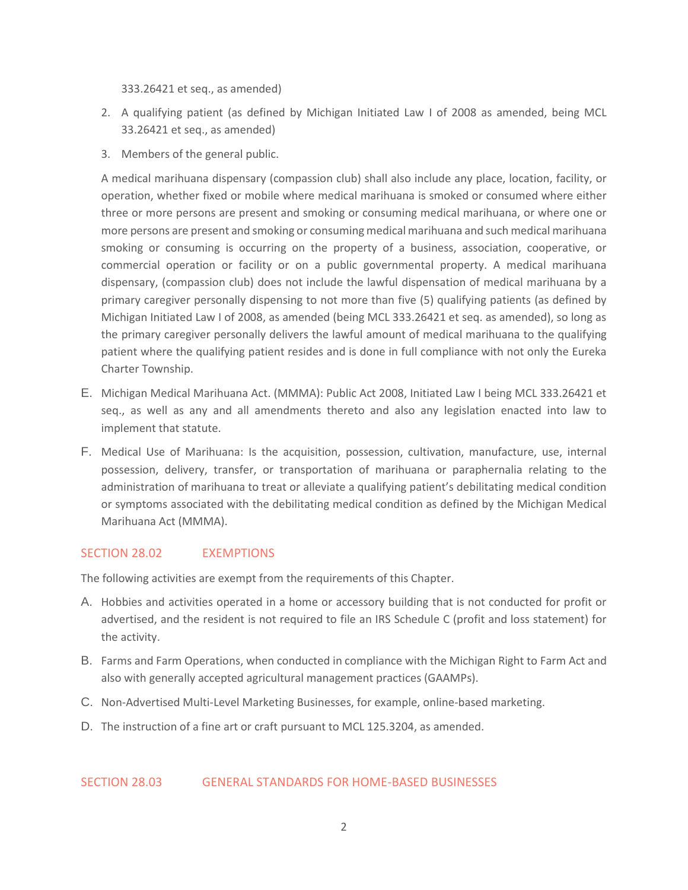333.26421 et seq., as amended)

2. A qualifying patient (as defined by Michigan Initiated Law I of 2008 as amended, being MCL 33.26421 et seq., as amended)
3. Members of the general public.

A medical marihuana dispensary (compassion club) shall also include any place, location, facility, or operation, whether fixed or mobile where medical marihuana is smoked or consumed where either three or more persons are present and smoking or consuming medical marihuana, or where one or more persons are present and smoking or consuming medical marihuana and such medical marihuana smoking or consuming is occurring on the property of a business, association, cooperative, or commercial operation or facility or on a public governmental property. A medical marihuana dispensary, (compassion club) does not include the lawful dispensation of medical marihuana by a primary caregiver personally dispensing to not more than five (5) qualifying patients (as defined by Michigan Initiated Law I of 2008, as amended (being MCL 333.26421 et seq. as amended), so long as the primary caregiver personally delivers the lawful amount of medical marihuana to the qualifying patient where the qualifying patient resides and is done in full compliance with not only the Eureka Charter Township.

E. Michigan Medical Marihuana Act. (MMMA): Public Act 2008, Initiated Law I being MCL 333.26421 et seq., as well as any and all amendments thereto and also any legislation enacted into law to implement that statute.

F. Medical Use of Marihuana: Is the acquisition, possession, cultivation, manufacture, use, internal possession, delivery, transfer, or transportation of marihuana or paraphernalia relating to the administration of marihuana to treat or alleviate a qualifying patient's debilitating medical condition or symptoms associated with the debilitating medical condition as defined by the Michigan Medical Marihuana Act (MMMA).

## SECTION 28.02 EXEMPTIONS

The following activities are exempt from the requirements of this Chapter.

A. Hobbies and activities operated in a home or accessory building that is not conducted for profit or advertised, and the resident is not required to file an IRS Schedule C (profit and loss statement) for the activity.

B. Farms and Farm Operations, when conducted in compliance with the Michigan Right to Farm Act and also with generally accepted agricultural management practices (GAAMPs).

C. Non-Advertised Multi-Level Marketing Businesses, for example, online-based marketing.

D. The instruction of a fine art or craft pursuant to MCL 125.3204, as amended.

## SECTION 28.03 GENERAL STANDARDS FOR HOME-BASED BUSINESSES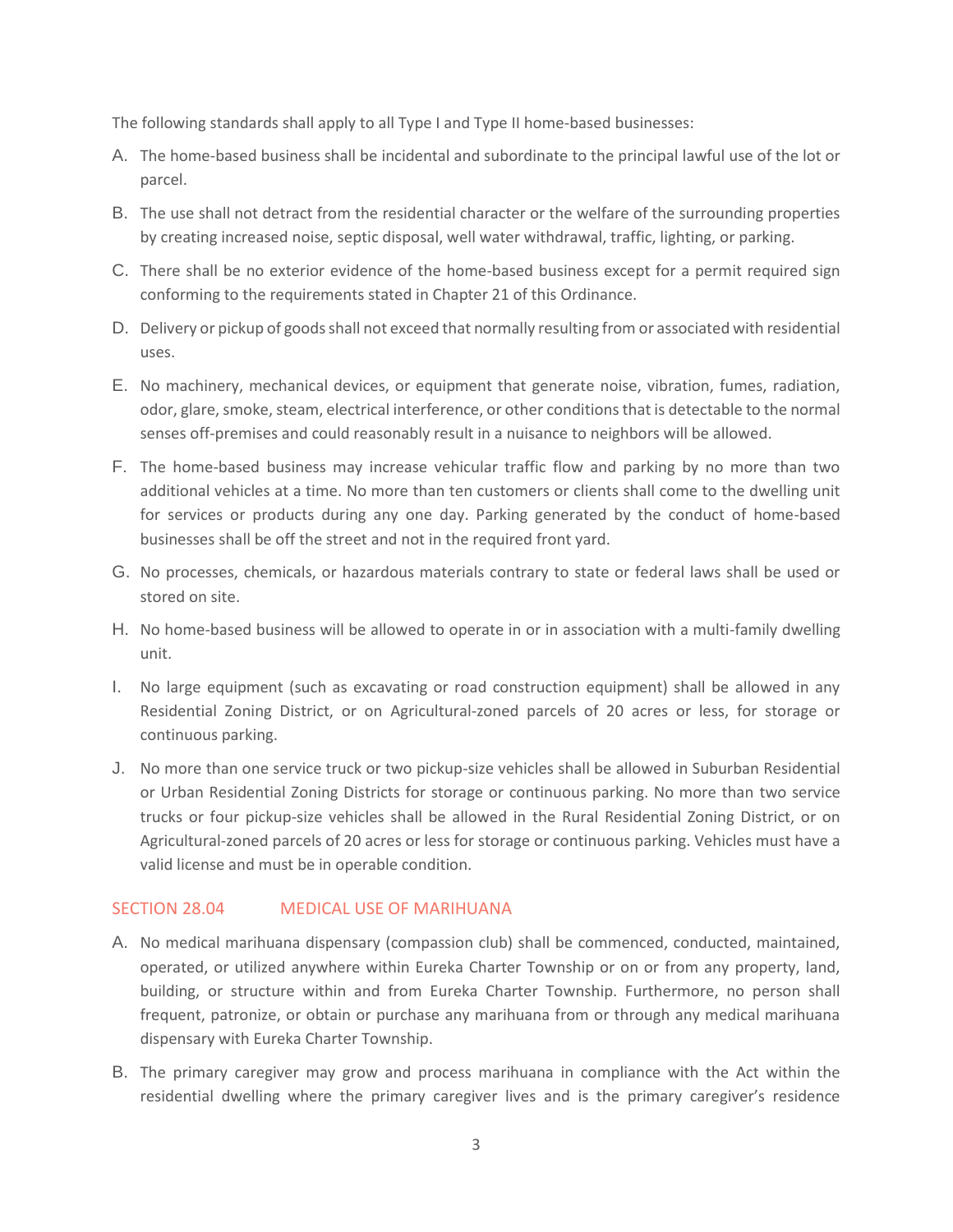The following standards shall apply to all Type I and Type II home-based businesses:

A. The home-based business shall be incidental and subordinate to the principal lawful use of the lot or parcel.

B. The use shall not detract from the residential character or the welfare of the surrounding properties by creating increased noise, septic disposal, well water withdrawal, traffic, lighting, or parking.

C. There shall be no exterior evidence of the home-based business except for a permit required sign conforming to the requirements stated in Chapter 21 of this Ordinance.

D. Delivery or pickup of goods shall not exceed that normally resulting from or associated with residential uses.

E. No machinery, mechanical devices, or equipment that generate noise, vibration, fumes, radiation, odor, glare, smoke, steam, electrical interference, or other conditions that is detectable to the normal senses off-premises and could reasonably result in a nuisance to neighbors will be allowed.

F. The home-based business may increase vehicular traffic flow and parking by no more than two additional vehicles at a time. No more than ten customers or clients shall come to the dwelling unit for services or products during any one day. Parking generated by the conduct of home-based businesses shall be off the street and not in the required front yard.

G. No processes, chemicals, or hazardous materials contrary to state or federal laws shall be used or stored on site.

H. No home-based business will be allowed to operate in or in association with a multi-family dwelling unit.

I. No large equipment (such as excavating or road construction equipment) shall be allowed in any Residential Zoning District, or on Agricultural-zoned parcels of 20 acres or less, for storage or continuous parking.

J. No more than one service truck or two pickup-size vehicles shall be allowed in Suburban Residential or Urban Residential Zoning Districts for storage or continuous parking. No more than two service trucks or four pickup-size vehicles shall be allowed in the Rural Residential Zoning District, or on Agricultural-zoned parcels of 20 acres or less for storage or continuous parking. Vehicles must have a valid license and must be in operable condition.

## SECTION 28.04 MEDICAL USE OF MARIHUANA

A. No medical marihuana dispensary (compassion club) shall be commenced, conducted, maintained, operated, or utilized anywhere within Eureka Charter Township or on or from any property, land, building, or structure within and from Eureka Charter Township. Furthermore, no person shall frequent, patronize, or obtain or purchase any marihuana from or through any medical marihuana dispensary with Eureka Charter Township.

B. The primary caregiver may grow and process marihuana in compliance with the Act within the residential dwelling where the primary caregiver lives and is the primary caregiver's residence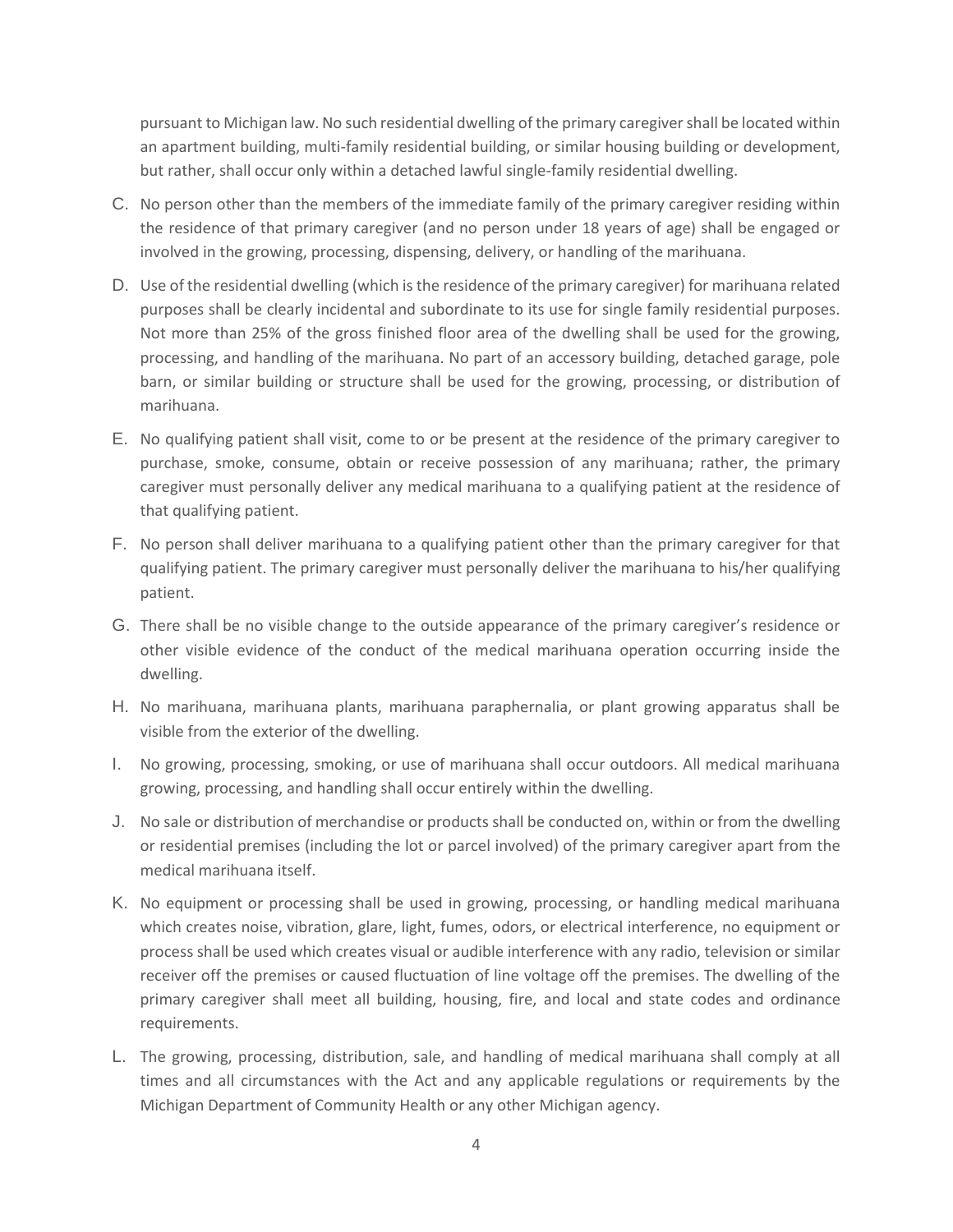pursuant to Michigan law. No such residential dwelling of the primary caregiver shall be located within an apartment building, multi-family residential building, or similar housing building or development, but rather, shall occur only within a detached lawful single-family residential dwelling.

C. No person other than the members of the immediate family of the primary caregiver residing within the residence of that primary caregiver (and no person under 18 years of age) shall be engaged or involved in the growing, processing, dispensing, delivery, or handling of the marihuana.

D. Use of the residential dwelling (which is the residence of the primary caregiver) for marihuana related purposes shall be clearly incidental and subordinate to its use for single family residential purposes. Not more than 25% of the gross finished floor area of the dwelling shall be used for the growing, processing, and handling of the marihuana. No part of an accessory building, detached garage, pole barn, or similar building or structure shall be used for the growing, processing, or distribution of marihuana.

E. No qualifying patient shall visit, come to or be present at the residence of the primary caregiver to purchase, smoke, consume, obtain or receive possession of any marihuana; rather, the primary caregiver must personally deliver any medical marihuana to a qualifying patient at the residence of that qualifying patient.

F. No person shall deliver marihuana to a qualifying patient other than the primary caregiver for that qualifying patient. The primary caregiver must personally deliver the marihuana to his/her qualifying patient.

G. There shall be no visible change to the outside appearance of the primary caregiver's residence or other visible evidence of the conduct of the medical marihuana operation occurring inside the dwelling.

H. No marihuana, marihuana plants, marihuana paraphernalia, or plant growing apparatus shall be visible from the exterior of the dwelling.

I. No growing, processing, smoking, or use of marihuana shall occur outdoors. All medical marihuana growing, processing, and handling shall occur entirely within the dwelling.

J. No sale or distribution of merchandise or products shall be conducted on, within or from the dwelling or residential premises (including the lot or parcel involved) of the primary caregiver apart from the medical marihuana itself.

K. No equipment or processing shall be used in growing, processing, or handling medical marihuana which creates noise, vibration, glare, light, fumes, odors, or electrical interference, no equipment or process shall be used which creates visual or audible interference with any radio, television or similar receiver off the premises or caused fluctuation of line voltage off the premises. The dwelling of the primary caregiver shall meet all building, housing, fire, and local and state codes and ordinance requirements.

L. The growing, processing, distribution, sale, and handling of medical marihuana shall comply at all times and all circumstances with the Act and any applicable regulations or requirements by the Michigan Department of Community Health or any other Michigan agency.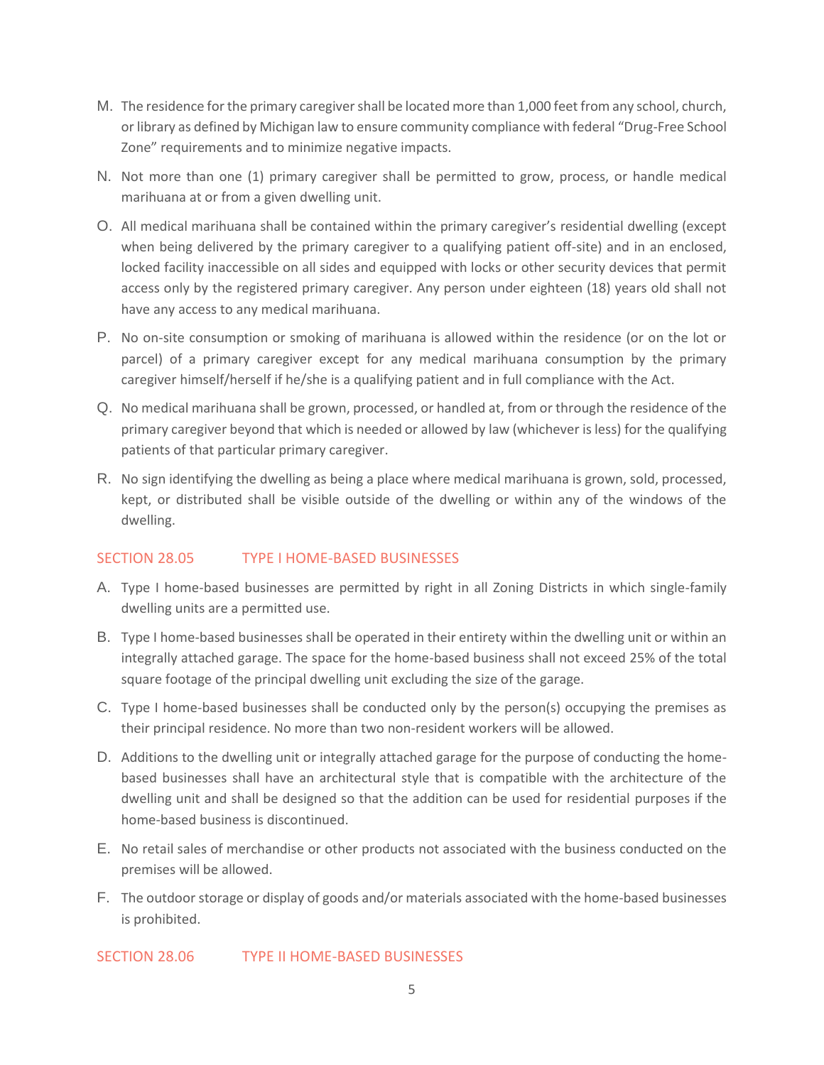M. The residence for the primary caregiver shall be located more than 1,000 feet from any school, church, or library as defined by Michigan law to ensure community compliance with federal "Drug-Free School Zone" requirements and to minimize negative impacts.

N. Not more than one (1) primary caregiver shall be permitted to grow, process, or handle medical marihuana at or from a given dwelling unit.

O. All medical marihuana shall be contained within the primary caregiver's residential dwelling (except when being delivered by the primary caregiver to a qualifying patient off-site) and in an enclosed, locked facility inaccessible on all sides and equipped with locks or other security devices that permit access only by the registered primary caregiver. Any person under eighteen (18) years old shall not have any access to any medical marihuana.

P. No on-site consumption or smoking of marihuana is allowed within the residence (or on the lot or parcel) of a primary caregiver except for any medical marihuana consumption by the primary caregiver himself/herself if he/she is a qualifying patient and in full compliance with the Act.

Q. No medical marihuana shall be grown, processed, or handled at, from or through the residence of the primary caregiver beyond that which is needed or allowed by law (whichever is less) for the qualifying patients of that particular primary caregiver.

R. No sign identifying the dwelling as being a place where medical marihuana is grown, sold, processed, kept, or distributed shall be visible outside of the dwelling or within any of the windows of the dwelling.

## SECTION 28.05 TYPE I HOME-BASED BUSINESSES

A. Type I home-based businesses are permitted by right in all Zoning Districts in which single-family dwelling units are a permitted use.

B. Type I home-based businesses shall be operated in their entirety within the dwelling unit or within an integrally attached garage. The space for the home-based business shall not exceed 25% of the total square footage of the principal dwelling unit excluding the size of the garage.

C. Type I home-based businesses shall be conducted only by the person(s) occupying the premises as their principal residence. No more than two non-resident workers will be allowed.

D. Additions to the dwelling unit or integrally attached garage for the purpose of conducting the home-based businesses shall have an architectural style that is compatible with the architecture of the dwelling unit and shall be designed so that the addition can be used for residential purposes if the home-based business is discontinued.

E. No retail sales of merchandise or other products not associated with the business conducted on the premises will be allowed.

F. The outdoor storage or display of goods and/or materials associated with the home-based businesses is prohibited.

## SECTION 28.06 TYPE II HOME-BASED BUSINESSES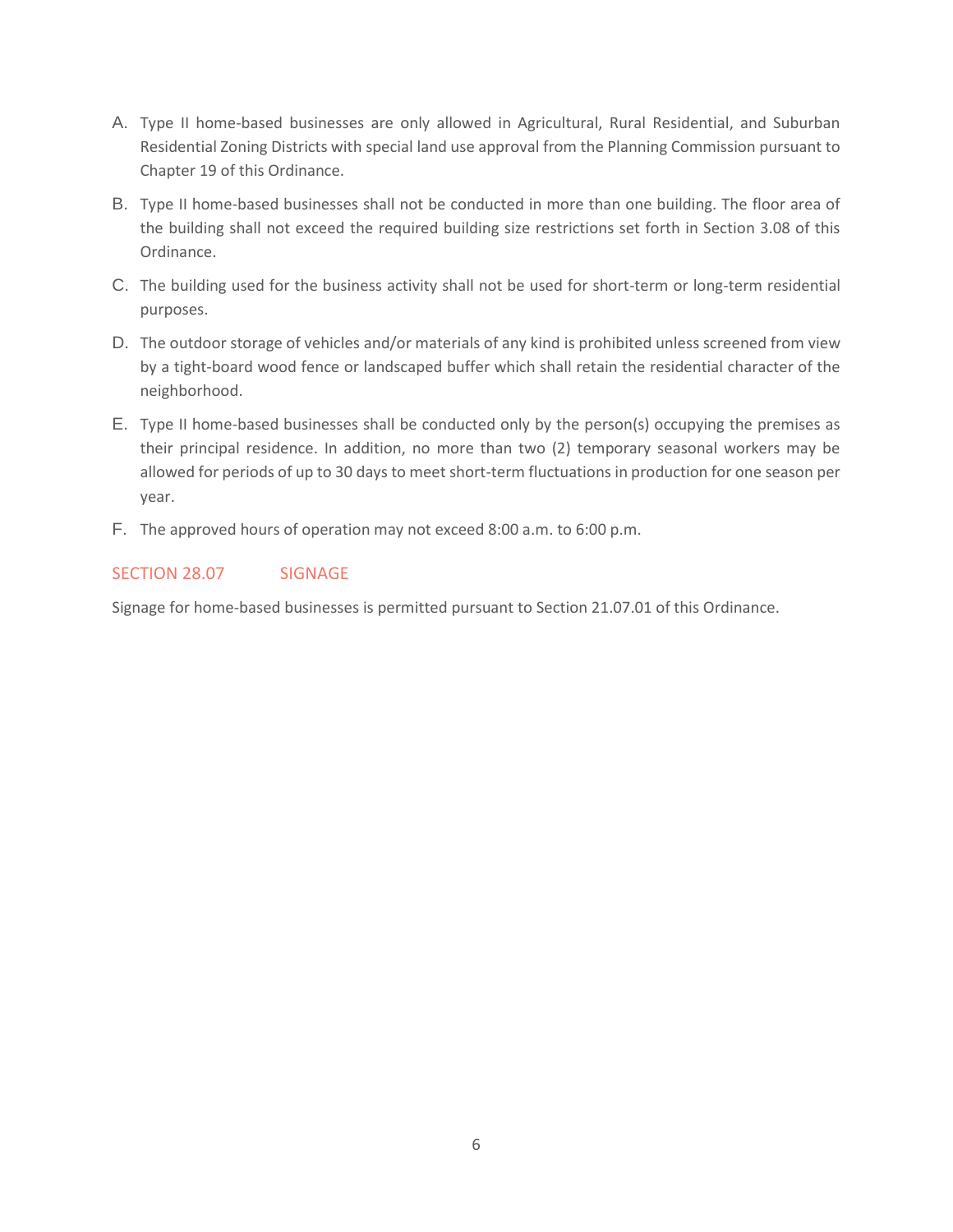A. Type II home-based businesses are only allowed in Agricultural, Rural Residential, and Suburban Residential Zoning Districts with special land use approval from the Planning Commission pursuant to Chapter 19 of this Ordinance.

B. Type II home-based businesses shall not be conducted in more than one building. The floor area of the building shall not exceed the required building size restrictions set forth in Section 3.08 of this Ordinance.

C. The building used for the business activity shall not be used for short-term or long-term residential purposes.

D. The outdoor storage of vehicles and/or materials of any kind is prohibited unless screened from view by a tight-board wood fence or landscaped buffer which shall retain the residential character of the neighborhood.

E. Type II home-based businesses shall be conducted only by the person(s) occupying the premises as their principal residence. In addition, no more than two (2) temporary seasonal workers may be allowed for periods of up to 30 days to meet short-term fluctuations in production for one season per year.

F. The approved hours of operation may not exceed 8:00 a.m. to 6:00 p.m.

## SECTION 28.07 SIGNAGE

Signage for home-based businesses is permitted pursuant to Section 21.07.01 of this Ordinance.